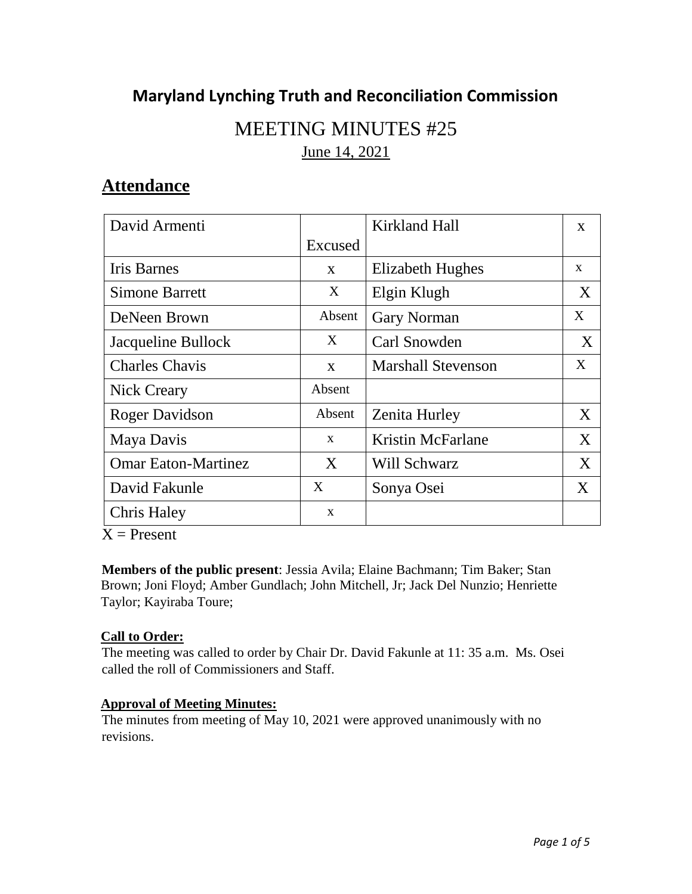## Maryland Lynching Truth and Reconciliation Commission

# MEETING MINUTES #25

June 14, 2021

## Attendance

| | | | |
|---|---|---|---|
| David Armenti | Excused | Kirkland Hall | x |
| Iris Barnes | x | Elizabeth Hughes | x |
| Simone Barrett | X | Elgin Klugh | X |
| DeNeen Brown | Absent | Gary Norman | X |
| Jacqueline Bullock | X | Carl Snowden | X |
| Charles Chavis | x | Marshall Stevenson | X |
| Nick Creary | Absent | | |
| Roger Davidson | Absent | Zenita Hurley | X |
| Maya Davis | x | Kristin McFarlane | X |
| Omar Eaton-Martinez | X | Will Schwarz | X |
| David Fakunle | X | Sonya Osei | X |
| Chris Haley | x | | |

X = Present

**Members of the public present**: Jessia Avila; Elaine Bachmann; Tim Baker; Stan Brown; Joni Floyd; Amber Gundlach; John Mitchell, Jr; Jack Del Nunzio; Henriette Taylor; Kayiraba Toure;

**Call to Order:**

The meeting was called to order by Chair Dr. David Fakunle at 11: 35 a.m. Ms. Osei called the roll of Commissioners and Staff.

**Approval of Meeting Minutes:**

The minutes from meeting of May 10, 2021 were approved unanimously with no revisions.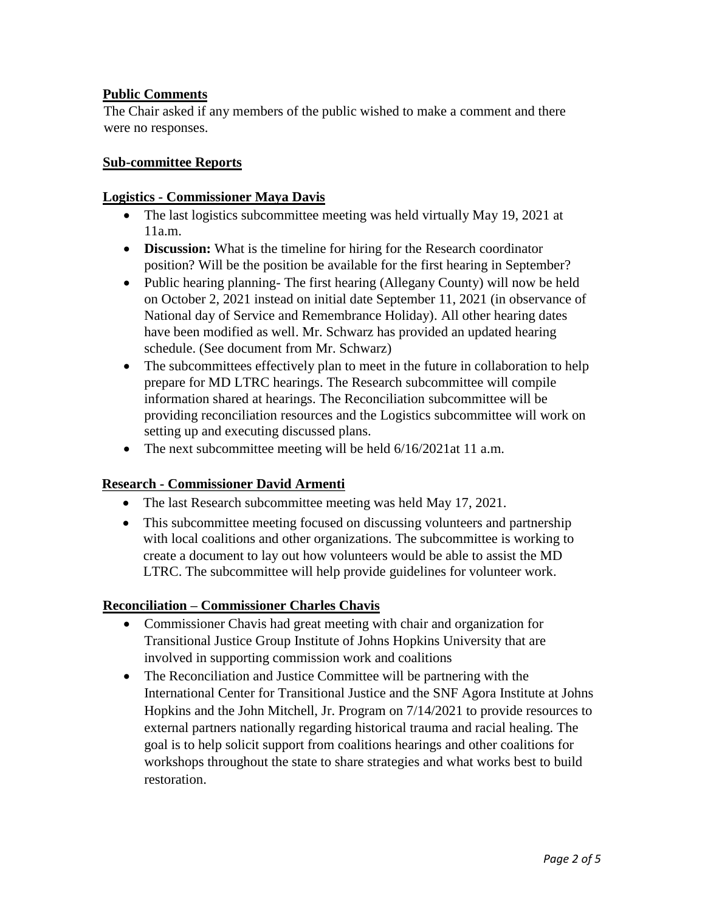**Public Comments**

The Chair asked if any members of the public wished to make a comment and there were no responses.

**Sub-committee Reports**

**Logistics - Commissioner Maya Davis**

- The last logistics subcommittee meeting was held virtually May 19, 2021 at 11a.m.
- **Discussion:** What is the timeline for hiring for the Research coordinator position? Will be the position be available for the first hearing in September?
- Public hearing planning- The first hearing (Allegany County) will now be held on October 2, 2021 instead on initial date September 11, 2021 (in observance of National day of Service and Remembrance Holiday). All other hearing dates have been modified as well. Mr. Schwarz has provided an updated hearing schedule. (See document from Mr. Schwarz)
- The subcommittees effectively plan to meet in the future in collaboration to help prepare for MD LTRC hearings. The Research subcommittee will compile information shared at hearings. The Reconciliation subcommittee will be providing reconciliation resources and the Logistics subcommittee will work on setting up and executing discussed plans.
- The next subcommittee meeting will be held 6/16/2021at 11 a.m.

**Research - Commissioner David Armenti**

- The last Research subcommittee meeting was held May 17, 2021.
- This subcommittee meeting focused on discussing volunteers and partnership with local coalitions and other organizations. The subcommittee is working to create a document to lay out how volunteers would be able to assist the MD LTRC. The subcommittee will help provide guidelines for volunteer work.

**Reconciliation – Commissioner Charles Chavis**

- Commissioner Chavis had great meeting with chair and organization for Transitional Justice Group Institute of Johns Hopkins University that are involved in supporting commission work and coalitions
- The Reconciliation and Justice Committee will be partnering with the International Center for Transitional Justice and the SNF Agora Institute at Johns Hopkins and the John Mitchell, Jr. Program on 7/14/2021 to provide resources to external partners nationally regarding historical trauma and racial healing. The goal is to help solicit support from coalitions hearings and other coalitions for workshops throughout the state to share strategies and what works best to build restoration.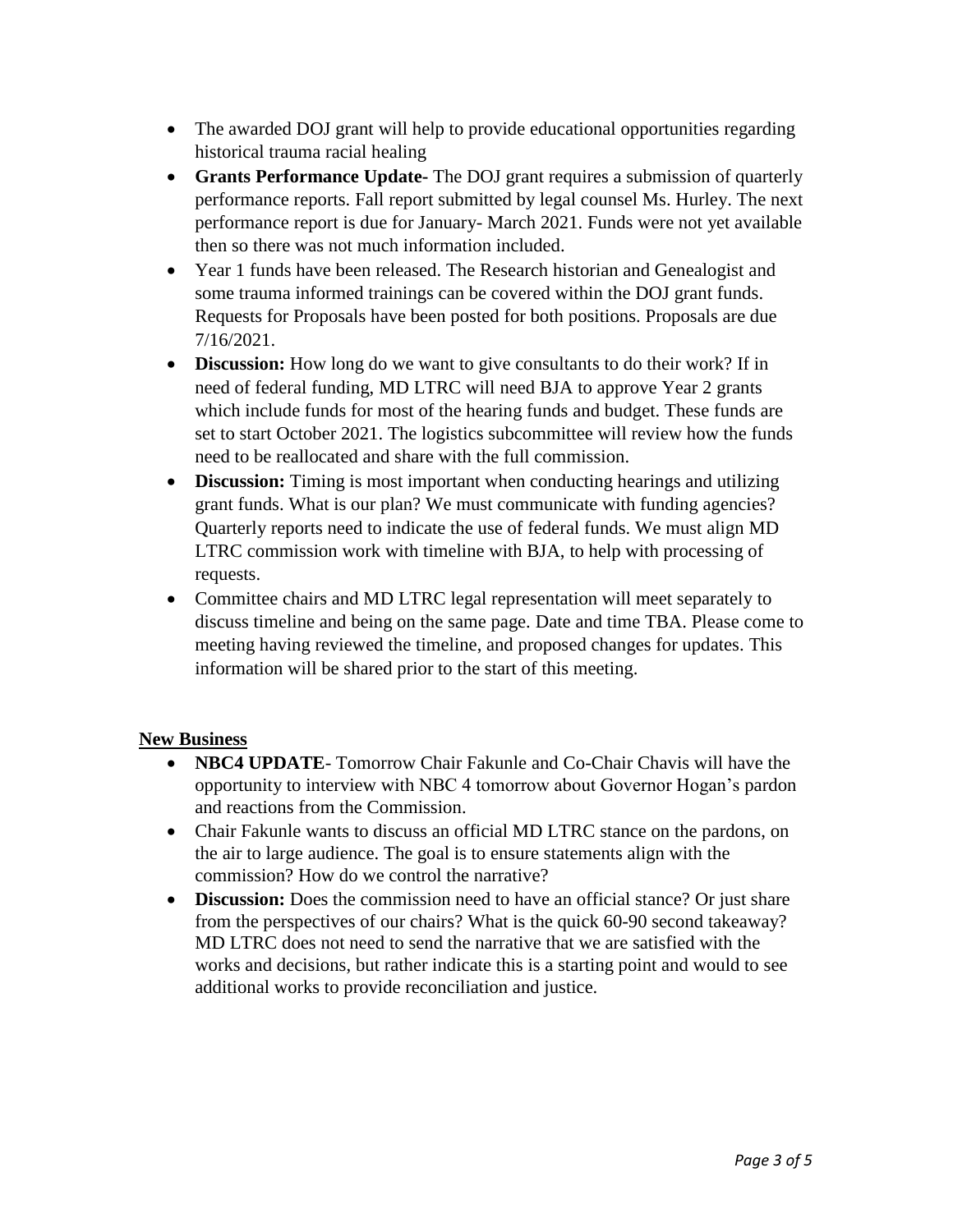- The awarded DOJ grant will help to provide educational opportunities regarding historical trauma racial healing
- **Grants Performance Update**- The DOJ grant requires a submission of quarterly performance reports. Fall report submitted by legal counsel Ms. Hurley. The next performance report is due for January- March 2021. Funds were not yet available then so there was not much information included.
- Year 1 funds have been released. The Research historian and Genealogist and some trauma informed trainings can be covered within the DOJ grant funds. Requests for Proposals have been posted for both positions. Proposals are due 7/16/2021.
- **Discussion:** How long do we want to give consultants to do their work? If in need of federal funding, MD LTRC will need BJA to approve Year 2 grants which include funds for most of the hearing funds and budget. These funds are set to start October 2021. The logistics subcommittee will review how the funds need to be reallocated and share with the full commission.
- **Discussion:** Timing is most important when conducting hearings and utilizing grant funds. What is our plan? We must communicate with funding agencies? Quarterly reports need to indicate the use of federal funds. We must align MD LTRC commission work with timeline with BJA, to help with processing of requests.
- Committee chairs and MD LTRC legal representation will meet separately to discuss timeline and being on the same page. Date and time TBA. Please come to meeting having reviewed the timeline, and proposed changes for updates. This information will be shared prior to the start of this meeting.

**New Business**

- **NBC4 UPDATE**- Tomorrow Chair Fakunle and Co-Chair Chavis will have the opportunity to interview with NBC 4 tomorrow about Governor Hogan's pardon and reactions from the Commission.
- Chair Fakunle wants to discuss an official MD LTRC stance on the pardons, on the air to large audience. The goal is to ensure statements align with the commission? How do we control the narrative?
- **Discussion:** Does the commission need to have an official stance? Or just share from the perspectives of our chairs? What is the quick 60-90 second takeaway? MD LTRC does not need to send the narrative that we are satisfied with the works and decisions, but rather indicate this is a starting point and would to see additional works to provide reconciliation and justice.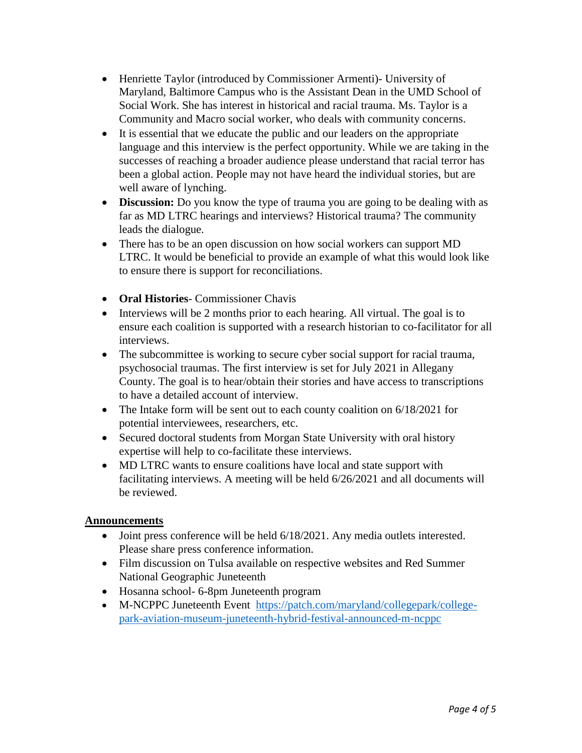- Henriette Taylor (introduced by Commissioner Armenti)- University of Maryland, Baltimore Campus who is the Assistant Dean in the UMD School of Social Work. She has interest in historical and racial trauma. Ms. Taylor is a Community and Macro social worker, who deals with community concerns.
- It is essential that we educate the public and our leaders on the appropriate language and this interview is the perfect opportunity. While we are taking in the successes of reaching a broader audience please understand that racial terror has been a global action. People may not have heard the individual stories, but are well aware of lynching.
- **Discussion:** Do you know the type of trauma you are going to be dealing with as far as MD LTRC hearings and interviews? Historical trauma? The community leads the dialogue.
- There has to be an open discussion on how social workers can support MD LTRC. It would be beneficial to provide an example of what this would look like to ensure there is support for reconciliations.

- **Oral Histories**- Commissioner Chavis
- Interviews will be 2 months prior to each hearing. All virtual. The goal is to ensure each coalition is supported with a research historian to co-facilitator for all interviews.
- The subcommittee is working to secure cyber social support for racial trauma, psychosocial traumas. The first interview is set for July 2021 in Allegany County. The goal is to hear/obtain their stories and have access to transcriptions to have a detailed account of interview.
- The Intake form will be sent out to each county coalition on 6/18/2021 for potential interviewees, researchers, etc.
- Secured doctoral students from Morgan State University with oral history expertise will help to co-facilitate these interviews.
- MD LTRC wants to ensure coalitions have local and state support with facilitating interviews. A meeting will be held 6/26/2021 and all documents will be reviewed.

## Announcements

- Joint press conference will be held 6/18/2021. Any media outlets interested. Please share press conference information.
- Film discussion on Tulsa available on respective websites and Red Summer National Geographic Juneteenth
- Hosanna school- 6-8pm Juneteenth program
- M-NCPPC Juneteenth Event https://patch.com/maryland/collegepark/college-park-aviation-museum-juneteenth-hybrid-festival-announced-m-ncppc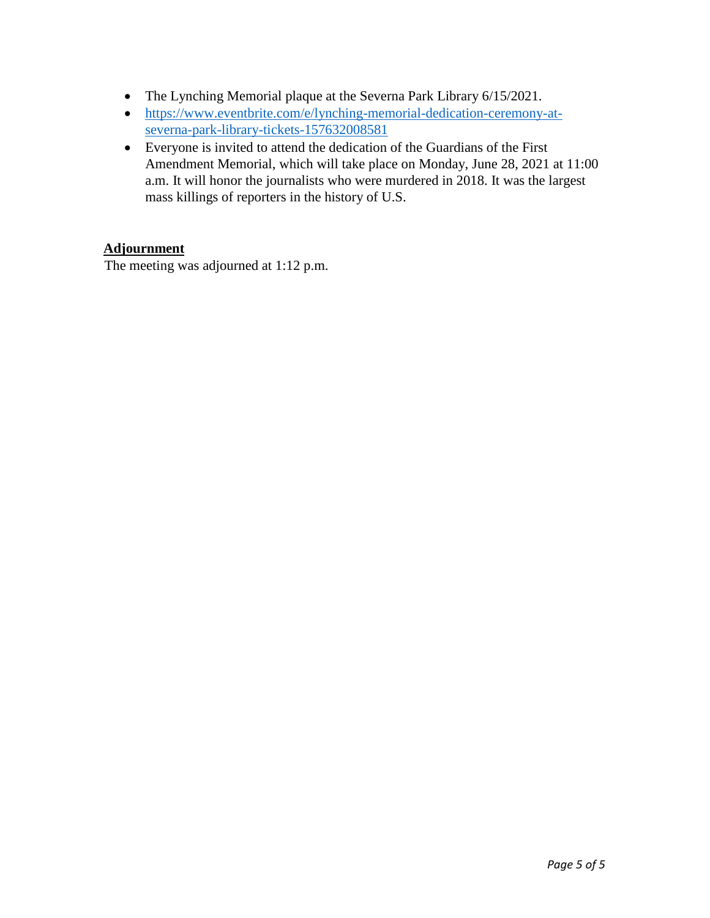- The Lynching Memorial plaque at the Severna Park Library 6/15/2021.
- https://www.eventbrite.com/e/lynching-memorial-dedication-ceremony-at-severna-park-library-tickets-157632008581
- Everyone is invited to attend the dedication of the Guardians of the First Amendment Memorial, which will take place on Monday, June 28, 2021 at 11:00 a.m. It will honor the journalists who were murdered in 2018. It was the largest mass killings of reporters in the history of U.S.

**Adjournment**

The meeting was adjourned at 1:12 p.m.